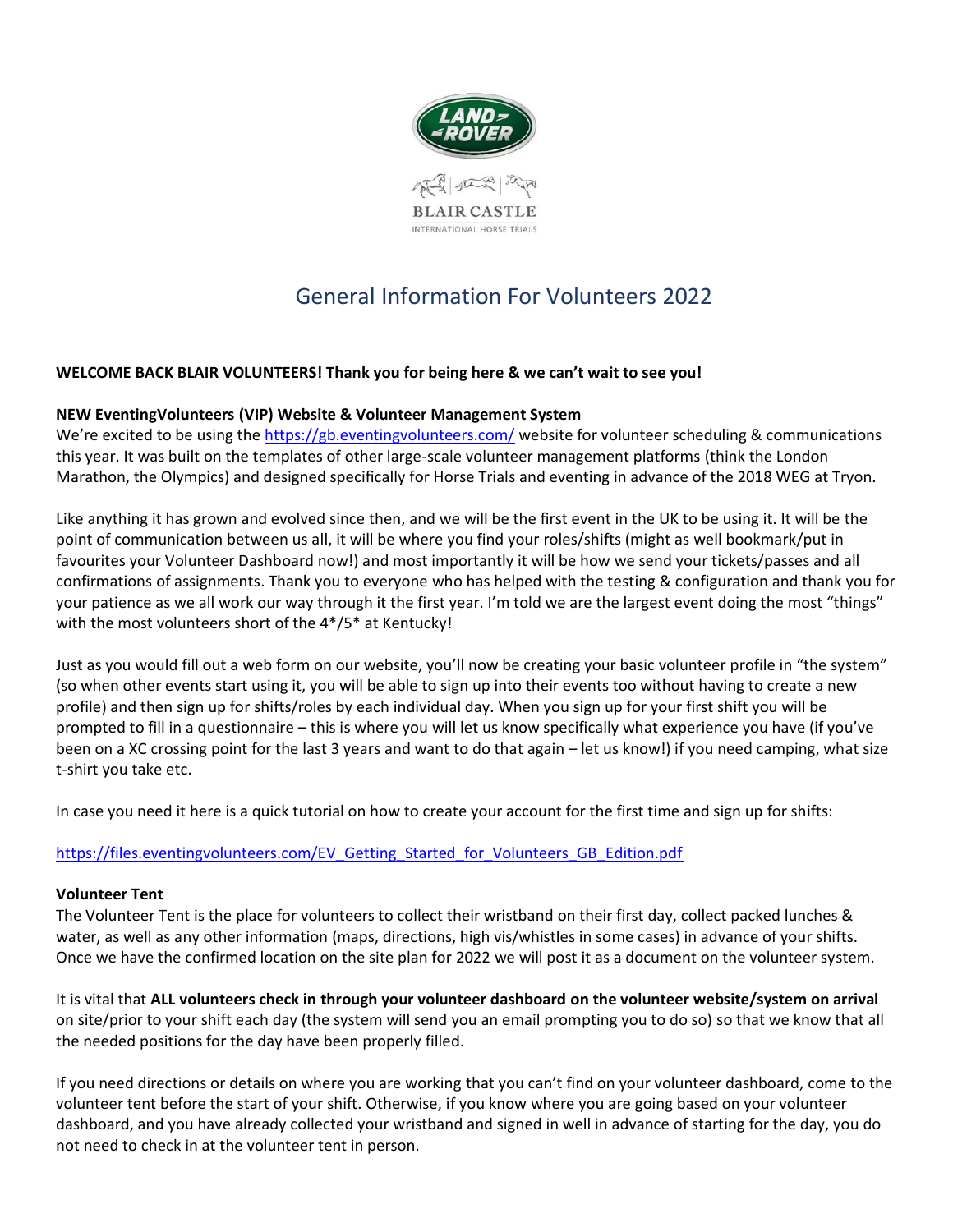# General Information For Volunteers 2022

**WELCOME BACK BLAIR VOLUNTEERS! Thank you for being here & we can't wait to see you!**

**NEW EventingVolunteers (VIP) Website & Volunteer Management System**

We're excited to be using the https://gb.eventingvolunteers.com/ website for volunteer scheduling & communications this year. It was built on the templates of other large-scale volunteer management platforms (think the London Marathon, the Olympics) and designed specifically for Horse Trials and eventing in advance of the 2018 WEG at Tryon.

Like anything it has grown and evolved since then, and we will be the first event in the UK to be using it. It will be the point of communication between us all, it will be where you find your roles/shifts (might as well bookmark/put in favourites your Volunteer Dashboard now!) and most importantly it will be how we send your tickets/passes and all confirmations of assignments. Thank you to everyone who has helped with the testing & configuration and thank you for your patience as we all work our way through it the first year. I'm told we are the largest event doing the most "things" with the most volunteers short of the 4*/5* at Kentucky!

Just as you would fill out a web form on our website, you'll now be creating your basic volunteer profile in "the system" (so when other events start using it, you will be able to sign up into their events too without having to create a new profile) and then sign up for shifts/roles by each individual day. When you sign up for your first shift you will be prompted to fill in a questionnaire – this is where you will let us know specifically what experience you have (if you've been on a XC crossing point for the last 3 years and want to do that again – let us know!) if you need camping, what size t-shirt you take etc.

In case you need it here is a quick tutorial on how to create your account for the first time and sign up for shifts:

https://files.eventingvolunteers.com/EV_Getting_Started_for_Volunteers_GB_Edition.pdf

**Volunteer Tent**

The Volunteer Tent is the place for volunteers to collect their wristband on their first day, collect packed lunches & water, as well as any other information (maps, directions, high vis/whistles in some cases) in advance of your shifts. Once we have the confirmed location on the site plan for 2022 we will post it as a document on the volunteer system.

It is vital that **ALL volunteers check in through your volunteer dashboard on the volunteer website/system on arrival** on site/prior to your shift each day (the system will send you an email prompting you to do so) so that we know that all the needed positions for the day have been properly filled.

If you need directions or details on where you are working that you can't find on your volunteer dashboard, come to the volunteer tent before the start of your shift. Otherwise, if you know where you are going based on your volunteer dashboard, and you have already collected your wristband and signed in well in advance of starting for the day, you do not need to check in at the volunteer tent in person.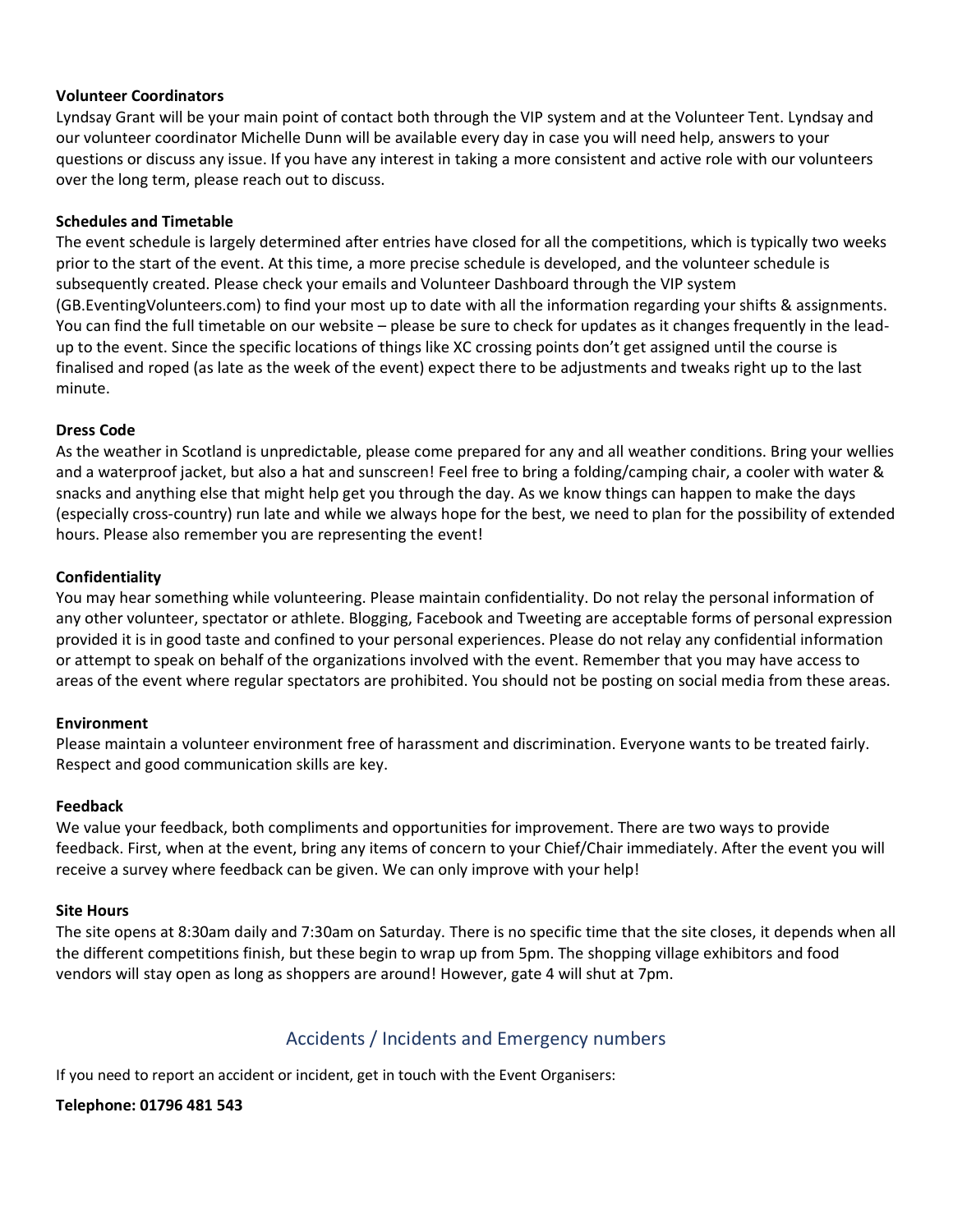**Volunteer Coordinators**

Lyndsay Grant will be your main point of contact both through the VIP system and at the Volunteer Tent. Lyndsay and our volunteer coordinator Michelle Dunn will be available every day in case you will need help, answers to your questions or discuss any issue. If you have any interest in taking a more consistent and active role with our volunteers over the long term, please reach out to discuss.

**Schedules and Timetable**

The event schedule is largely determined after entries have closed for all the competitions, which is typically two weeks prior to the start of the event. At this time, a more precise schedule is developed, and the volunteer schedule is subsequently created. Please check your emails and Volunteer Dashboard through the VIP system (GB.EventingVolunteers.com) to find your most up to date with all the information regarding your shifts & assignments. You can find the full timetable on our website – please be sure to check for updates as it changes frequently in the lead-up to the event. Since the specific locations of things like XC crossing points don't get assigned until the course is finalised and roped (as late as the week of the event) expect there to be adjustments and tweaks right up to the last minute.

**Dress Code**

As the weather in Scotland is unpredictable, please come prepared for any and all weather conditions. Bring your wellies and a waterproof jacket, but also a hat and sunscreen! Feel free to bring a folding/camping chair, a cooler with water & snacks and anything else that might help get you through the day. As we know things can happen to make the days (especially cross-country) run late and while we always hope for the best, we need to plan for the possibility of extended hours. Please also remember you are representing the event!

**Confidentiality**

You may hear something while volunteering. Please maintain confidentiality. Do not relay the personal information of any other volunteer, spectator or athlete. Blogging, Facebook and Tweeting are acceptable forms of personal expression provided it is in good taste and confined to your personal experiences. Please do not relay any confidential information or attempt to speak on behalf of the organizations involved with the event. Remember that you may have access to areas of the event where regular spectators are prohibited. You should not be posting on social media from these areas.

**Environment**

Please maintain a volunteer environment free of harassment and discrimination. Everyone wants to be treated fairly. Respect and good communication skills are key.

**Feedback**

We value your feedback, both compliments and opportunities for improvement. There are two ways to provide feedback. First, when at the event, bring any items of concern to your Chief/Chair immediately. After the event you will receive a survey where feedback can be given. We can only improve with your help!

**Site Hours**

The site opens at 8:30am daily and 7:30am on Saturday. There is no specific time that the site closes, it depends when all the different competitions finish, but these begin to wrap up from 5pm. The shopping village exhibitors and food vendors will stay open as long as shoppers are around! However, gate 4 will shut at 7pm.

## Accidents / Incidents and Emergency numbers

If you need to report an accident or incident, get in touch with the Event Organisers:

**Telephone: 01796 481 543**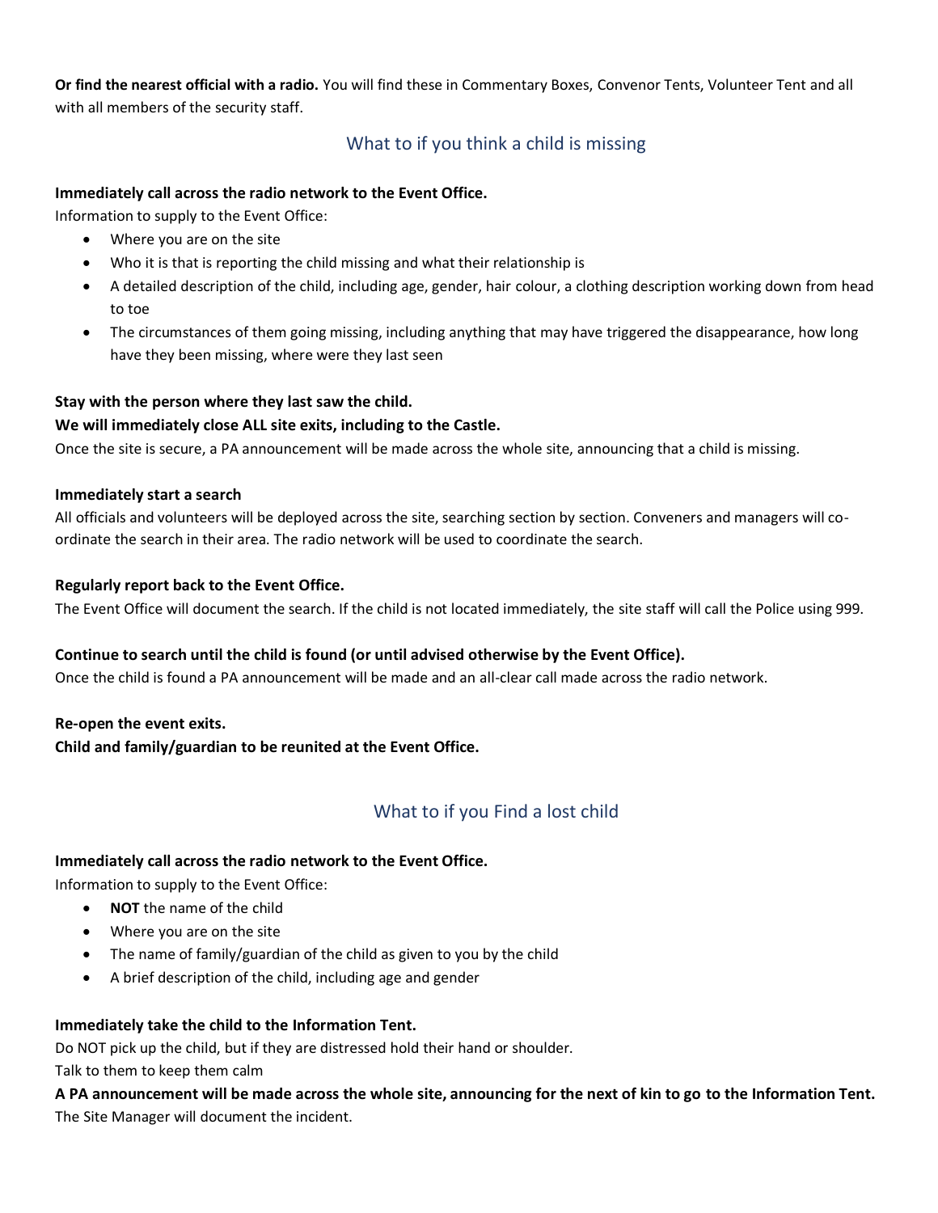**Or find the nearest official with a radio.** You will find these in Commentary Boxes, Convenor Tents, Volunteer Tent and all with all members of the security staff.

## What to if you think a child is missing

**Immediately call across the radio network to the Event Office.**

Information to supply to the Event Office:

- Where you are on the site
- Who it is that is reporting the child missing and what their relationship is
- A detailed description of the child, including age, gender, hair colour, a clothing description working down from head to toe
- The circumstances of them going missing, including anything that may have triggered the disappearance, how long have they been missing, where were they last seen

**Stay with the person where they last saw the child.**

**We will immediately close ALL site exits, including to the Castle.**

Once the site is secure, a PA announcement will be made across the whole site, announcing that a child is missing.

**Immediately start a search**

All officials and volunteers will be deployed across the site, searching section by section. Conveners and managers will co-ordinate the search in their area. The radio network will be used to coordinate the search.

**Regularly report back to the Event Office.**

The Event Office will document the search. If the child is not located immediately, the site staff will call the Police using 999.

**Continue to search until the child is found (or until advised otherwise by the Event Office).**

Once the child is found a PA announcement will be made and an all-clear call made across the radio network.

**Re-open the event exits.**

**Child and family/guardian to be reunited at the Event Office.**

## What to if you Find a lost child

**Immediately call across the radio network to the Event Office.**

Information to supply to the Event Office:

- **NOT** the name of the child
- Where you are on the site
- The name of family/guardian of the child as given to you by the child
- A brief description of the child, including age and gender

**Immediately take the child to the Information Tent.**

Do NOT pick up the child, but if they are distressed hold their hand or shoulder.

Talk to them to keep them calm

**A PA announcement will be made across the whole site, announcing for the next of kin to go to the Information Tent.**

The Site Manager will document the incident.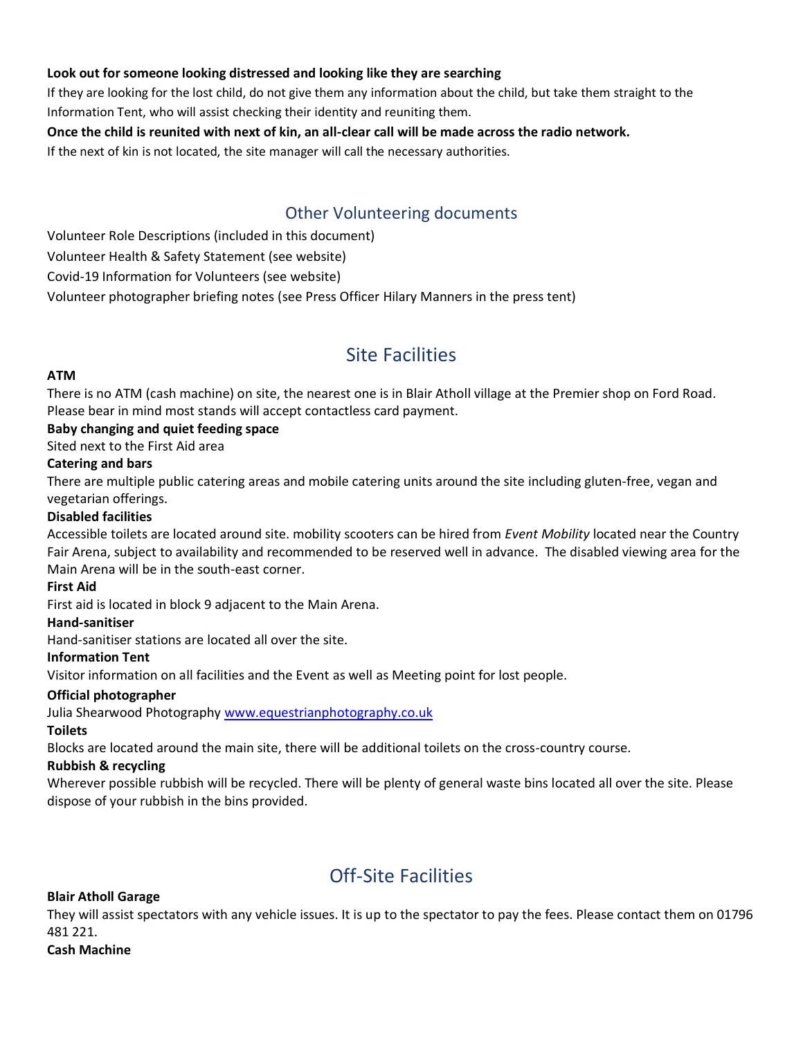**Look out for someone looking distressed and looking like they are searching**

If they are looking for the lost child, do not give them any information about the child, but take them straight to the Information Tent, who will assist checking their identity and reuniting them.

**Once the child is reunited with next of kin, an all-clear call will be made across the radio network.**

If the next of kin is not located, the site manager will call the necessary authorities.

## Other Volunteering documents

Volunteer Role Descriptions (included in this document)

Volunteer Health & Safety Statement (see website)

Covid-19 Information for Volunteers (see website)

Volunteer photographer briefing notes (see Press Officer Hilary Manners in the press tent)

# Site Facilities

**ATM**

There is no ATM (cash machine) on site, the nearest one is in Blair Atholl village at the Premier shop on Ford Road. Please bear in mind most stands will accept contactless card payment.

**Baby changing and quiet feeding space**

Sited next to the First Aid area

**Catering and bars**

There are multiple public catering areas and mobile catering units around the site including gluten-free, vegan and vegetarian offerings.

**Disabled facilities**

Accessible toilets are located around site. mobility scooters can be hired from *Event Mobility* located near the Country Fair Arena, subject to availability and recommended to be reserved well in advance. The disabled viewing area for the Main Arena will be in the south-east corner.

**First Aid**

First aid is located in block 9 adjacent to the Main Arena.

**Hand-sanitiser**

Hand-sanitiser stations are located all over the site.

**Information Tent**

Visitor information on all facilities and the Event as well as Meeting point for lost people.

**Official photographer**

Julia Shearwood Photography [www.equestrianphotography.co.uk](http://www.equestrianphotography.co.uk)

**Toilets**

Blocks are located around the main site, there will be additional toilets on the cross-country course.

**Rubbish & recycling**

Wherever possible rubbish will be recycled. There will be plenty of general waste bins located all over the site. Please dispose of your rubbish in the bins provided.

# Off-Site Facilities

**Blair Atholl Garage**

They will assist spectators with any vehicle issues. It is up to the spectator to pay the fees. Please contact them on 01796 481 221.

**Cash Machine**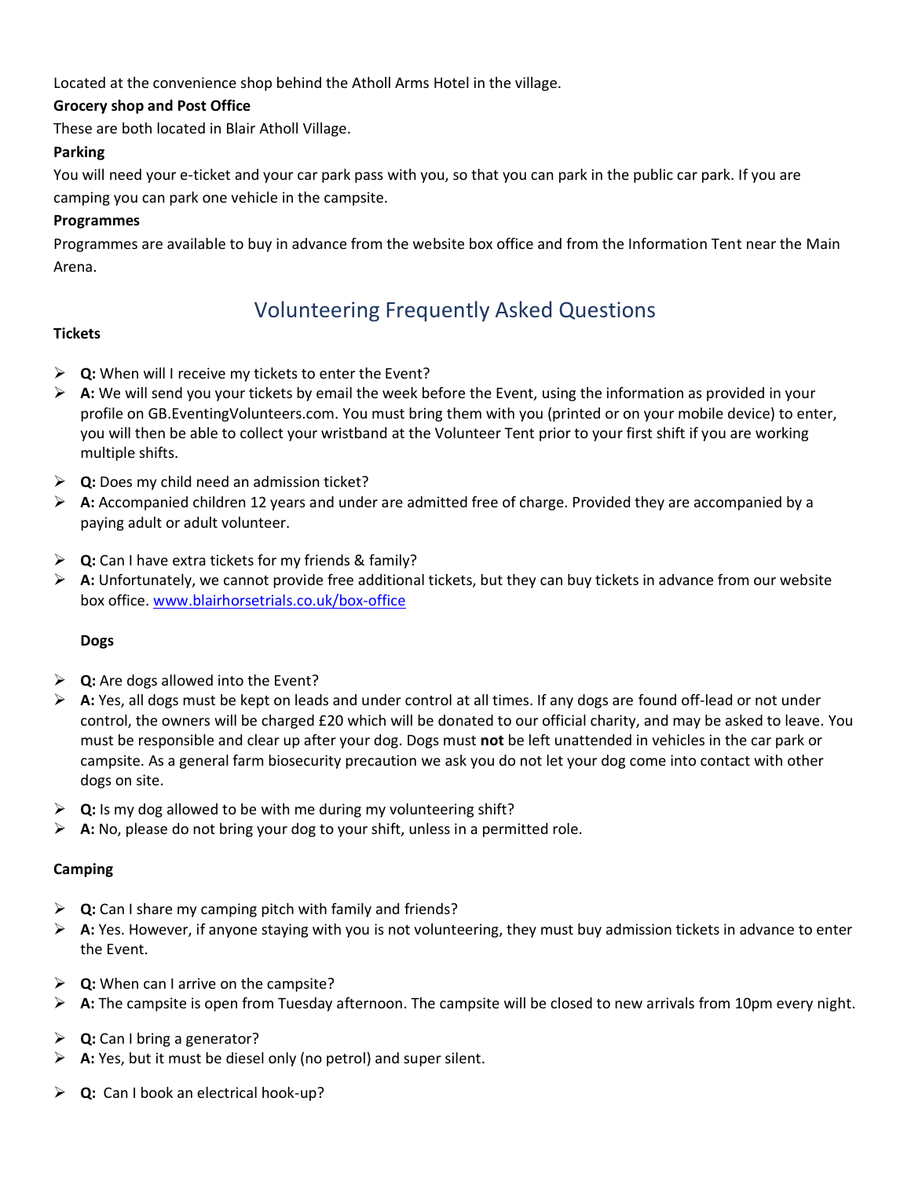Located at the convenience shop behind the Atholl Arms Hotel in the village.

**Grocery shop and Post Office**

These are both located in Blair Atholl Village.

**Parking**

You will need your e-ticket and your car park pass with you, so that you can park in the public car park. If you are camping you can park one vehicle in the campsite.

**Programmes**

Programmes are available to buy in advance from the website box office and from the Information Tent near the Main Arena.

## Volunteering Frequently Asked Questions

**Tickets**

- **Q:** When will I receive my tickets to enter the Event?
- **A:** We will send you your tickets by email the week before the Event, using the information as provided in your profile on GB.EventingVolunteers.com. You must bring them with you (printed or on your mobile device) to enter, you will then be able to collect your wristband at the Volunteer Tent prior to your first shift if you are working multiple shifts.

- **Q:** Does my child need an admission ticket?
- **A:** Accompanied children 12 years and under are admitted free of charge. Provided they are accompanied by a paying adult or adult volunteer.

- **Q:** Can I have extra tickets for my friends & family?
- **A:** Unfortunately, we cannot provide free additional tickets, but they can buy tickets in advance from our website box office. [www.blairhorsetrials.co.uk/box-office](www.blairhorsetrials.co.uk/box-office)

**Dogs**

- **Q:** Are dogs allowed into the Event?
- **A:** Yes, all dogs must be kept on leads and under control at all times. If any dogs are found off-lead or not under control, the owners will be charged £20 which will be donated to our official charity, and may be asked to leave. You must be responsible and clear up after your dog. Dogs must **not** be left unattended in vehicles in the car park or campsite. As a general farm biosecurity precaution we ask you do not let your dog come into contact with other dogs on site.

- **Q:** Is my dog allowed to be with me during my volunteering shift?
- **A:** No, please do not bring your dog to your shift, unless in a permitted role.

**Camping**

- **Q:** Can I share my camping pitch with family and friends?
- **A:** Yes. However, if anyone staying with you is not volunteering, they must buy admission tickets in advance to enter the Event.

- **Q:** When can I arrive on the campsite?
- **A:** The campsite is open from Tuesday afternoon. The campsite will be closed to new arrivals from 10pm every night.

- **Q:** Can I bring a generator?
- **A:** Yes, but it must be diesel only (no petrol) and super silent.

- **Q:** Can I book an electrical hook-up?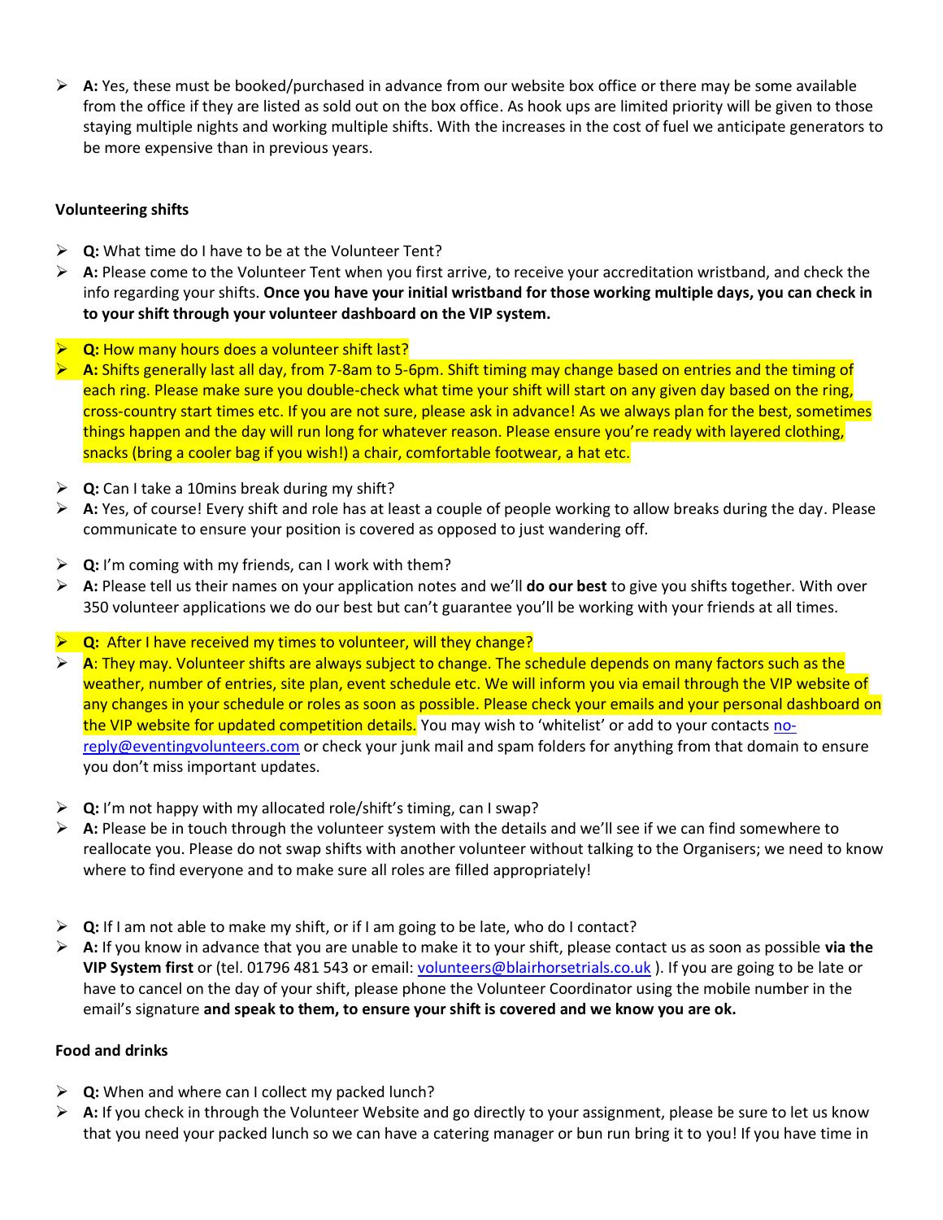- **A:** Yes, these must be booked/purchased in advance from our website box office or there may be some available from the office if they are listed as sold out on the box office. As hook ups are limited priority will be given to those staying multiple nights and working multiple shifts. With the increases in the cost of fuel we anticipate generators to be more expensive than in previous years.

**Volunteering shifts**

- **Q:** What time do I have to be at the Volunteer Tent?
- **A:** Please come to the Volunteer Tent when you first arrive, to receive your accreditation wristband, and check the info regarding your shifts. **Once you have your initial wristband for those working multiple days, you can check in to your shift through your volunteer dashboard on the VIP system.**

- **Q:** How many hours does a volunteer shift last?
- **A:** Shifts generally last all day, from 7-8am to 5-6pm. Shift timing may change based on entries and the timing of each ring. Please make sure you double-check what time your shift will start on any given day based on the ring, cross-country start times etc. If you are not sure, please ask in advance! As we always plan for the best, sometimes things happen and the day will run long for whatever reason. Please ensure you're ready with layered clothing, snacks (bring a cooler bag if you wish!) a chair, comfortable footwear, a hat etc.

- **Q:** Can I take a 10mins break during my shift?
- **A:** Yes, of course! Every shift and role has at least a couple of people working to allow breaks during the day. Please communicate to ensure your position is covered as opposed to just wandering off.

- **Q:** I'm coming with my friends, can I work with them?
- **A:** Please tell us their names on your application notes and we'll **do our best** to give you shifts together. With over 350 volunteer applications we do our best but can't guarantee you'll be working with your friends at all times.

- **Q:** After I have received my times to volunteer, will they change?
- **A**: They may. Volunteer shifts are always subject to change. The schedule depends on many factors such as the weather, number of entries, site plan, event schedule etc. We will inform you via email through the VIP website of any changes in your schedule or roles as soon as possible. Please check your emails and your personal dashboard on the VIP website for updated competition details. You may wish to 'whitelist' or add to your contacts no-reply@eventingvolunteers.com or check your junk mail and spam folders for anything from that domain to ensure you don't miss important updates.

- **Q:** I'm not happy with my allocated role/shift's timing, can I swap?
- **A:** Please be in touch through the volunteer system with the details and we'll see if we can find somewhere to reallocate you. Please do not swap shifts with another volunteer without talking to the Organisers; we need to know where to find everyone and to make sure all roles are filled appropriately!

- **Q:** If I am not able to make my shift, or if I am going to be late, who do I contact?
- **A:** If you know in advance that you are unable to make it to your shift, please contact us as soon as possible **via the VIP System first** or (tel. 01796 481 543 or email: volunteers@blairhorsetrials.co.uk ). If you are going to be late or have to cancel on the day of your shift, please phone the Volunteer Coordinator using the mobile number in the email's signature **and speak to them, to ensure your shift is covered and we know you are ok.**

**Food and drinks**

- **Q:** When and where can I collect my packed lunch?
- **A:** If you check in through the Volunteer Website and go directly to your assignment, please be sure to let us know that you need your packed lunch so we can have a catering manager or bun run bring it to you! If you have time in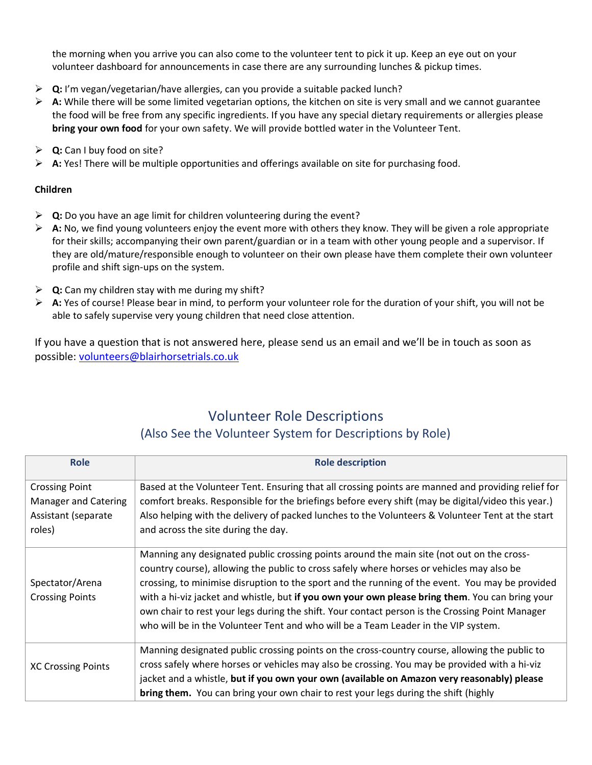the morning when you arrive you can also come to the volunteer tent to pick it up. Keep an eye out on your volunteer dashboard for announcements in case there are any surrounding lunches & pickup times.

- **Q:** I'm vegan/vegetarian/have allergies, can you provide a suitable packed lunch?
- **A:** While there will be some limited vegetarian options, the kitchen on site is very small and we cannot guarantee the food will be free from any specific ingredients. If you have any special dietary requirements or allergies please **bring your own food** for your own safety. We will provide bottled water in the Volunteer Tent.

- **Q:** Can I buy food on site?
- **A:** Yes! There will be multiple opportunities and offerings available on site for purchasing food.

**Children**

- **Q:** Do you have an age limit for children volunteering during the event?
- **A:** No, we find young volunteers enjoy the event more with others they know. They will be given a role appropriate for their skills; accompanying their own parent/guardian or in a team with other young people and a supervisor. If they are old/mature/responsible enough to volunteer on their own please have them complete their own volunteer profile and shift sign-ups on the system.

- **Q:** Can my children stay with me during my shift?
- **A:** Yes of course! Please bear in mind, to perform your volunteer role for the duration of your shift, you will not be able to safely supervise very young children that need close attention.

If you have a question that is not answered here, please send us an email and we'll be in touch as soon as possible: volunteers@blairhorsetrials.co.uk

## Volunteer Role Descriptions

### (Also See the Volunteer System for Descriptions by Role)

| Role | Role description |
|---|---|
| Crossing Point Manager and Catering Assistant (separate roles) | Based at the Volunteer Tent. Ensuring that all crossing points are manned and providing relief for comfort breaks. Responsible for the briefings before every shift (may be digital/video this year.) Also helping with the delivery of packed lunches to the Volunteers & Volunteer Tent at the start and across the site during the day. |
| Spectator/Arena Crossing Points | Manning any designated public crossing points around the main site (not out on the cross-country course), allowing the public to cross safely where horses or vehicles may also be crossing, to minimise disruption to the sport and the running of the event. You may be provided with a hi-viz jacket and whistle, but **if you own your own please bring them**. You can bring your own chair to rest your legs during the shift. Your contact person is the Crossing Point Manager who will be in the Volunteer Tent and who will be a Team Leader in the VIP system. |
| XC Crossing Points | Manning designated public crossing points on the cross-country course, allowing the public to cross safely where horses or vehicles may also be crossing. You may be provided with a hi-viz jacket and a whistle, **but if you own your own (available on Amazon very reasonably) please bring them.** You can bring your own chair to rest your legs during the shift (highly |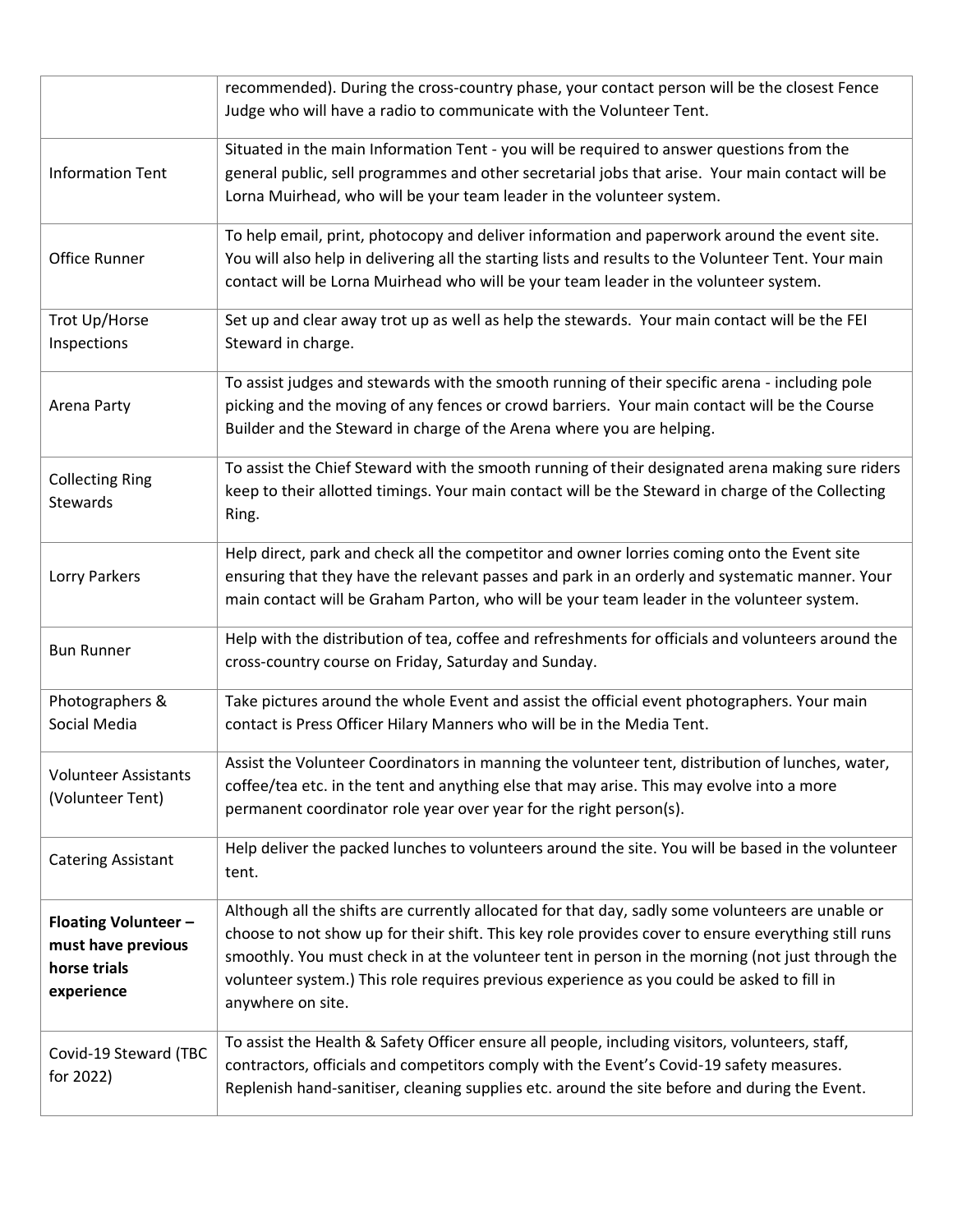| | |
|---|---|
| | recommended). During the cross-country phase, your contact person will be the closest Fence Judge who will have a radio to communicate with the Volunteer Tent. |
| Information Tent | Situated in the main Information Tent - you will be required to answer questions from the general public, sell programmes and other secretarial jobs that arise. Your main contact will be Lorna Muirhead, who will be your team leader in the volunteer system. |
| Office Runner | To help email, print, photocopy and deliver information and paperwork around the event site. You will also help in delivering all the starting lists and results to the Volunteer Tent. Your main contact will be Lorna Muirhead who will be your team leader in the volunteer system. |
| Trot Up/Horse Inspections | Set up and clear away trot up as well as help the stewards. Your main contact will be the FEI Steward in charge. |
| Arena Party | To assist judges and stewards with the smooth running of their specific arena - including pole picking and the moving of any fences or crowd barriers. Your main contact will be the Course Builder and the Steward in charge of the Arena where you are helping. |
| Collecting Ring Stewards | To assist the Chief Steward with the smooth running of their designated arena making sure riders keep to their allotted timings. Your main contact will be the Steward in charge of the Collecting Ring. |
| Lorry Parkers | Help direct, park and check all the competitor and owner lorries coming onto the Event site ensuring that they have the relevant passes and park in an orderly and systematic manner. Your main contact will be Graham Parton, who will be your team leader in the volunteer system. |
| Bun Runner | Help with the distribution of tea, coffee and refreshments for officials and volunteers around the cross-country course on Friday, Saturday and Sunday. |
| Photographers & Social Media | Take pictures around the whole Event and assist the official event photographers. Your main contact is Press Officer Hilary Manners who will be in the Media Tent. |
| Volunteer Assistants (Volunteer Tent) | Assist the Volunteer Coordinators in manning the volunteer tent, distribution of lunches, water, coffee/tea etc. in the tent and anything else that may arise. This may evolve into a more permanent coordinator role year over year for the right person(s). |
| Catering Assistant | Help deliver the packed lunches to volunteers around the site. You will be based in the volunteer tent. |
| **Floating Volunteer – must have previous horse trials experience** | Although all the shifts are currently allocated for that day, sadly some volunteers are unable or choose to not show up for their shift. This key role provides cover to ensure everything still runs smoothly. You must check in at the volunteer tent in person in the morning (not just through the volunteer system.) This role requires previous experience as you could be asked to fill in anywhere on site. |
| Covid-19 Steward (TBC for 2022) | To assist the Health & Safety Officer ensure all people, including visitors, volunteers, staff, contractors, officials and competitors comply with the Event's Covid-19 safety measures. Replenish hand-sanitiser, cleaning supplies etc. around the site before and during the Event. |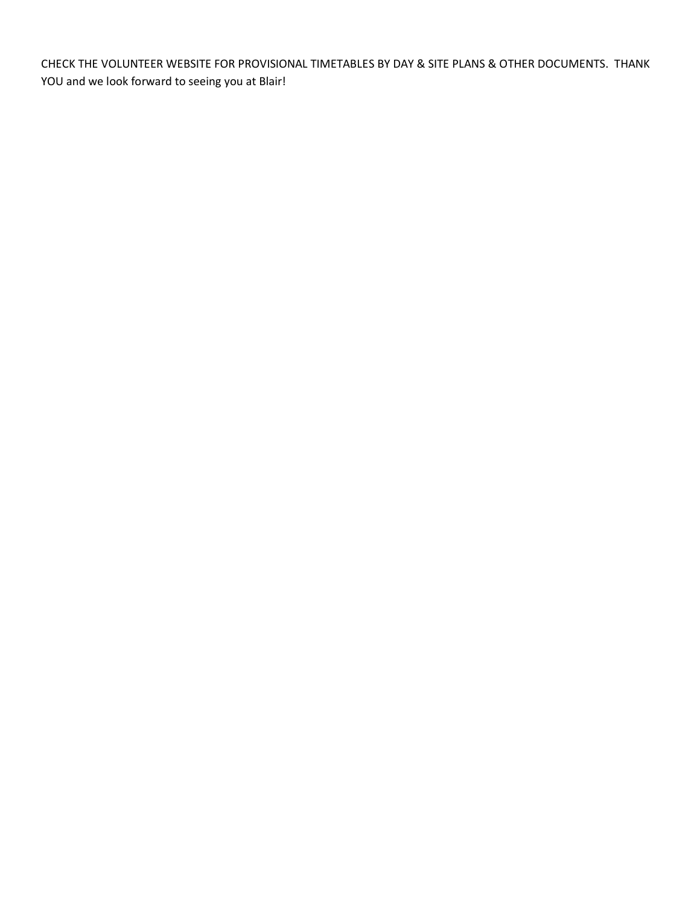CHECK THE VOLUNTEER WEBSITE FOR PROVISIONAL TIMETABLES BY DAY & SITE PLANS & OTHER DOCUMENTS. THANK YOU and we look forward to seeing you at Blair!